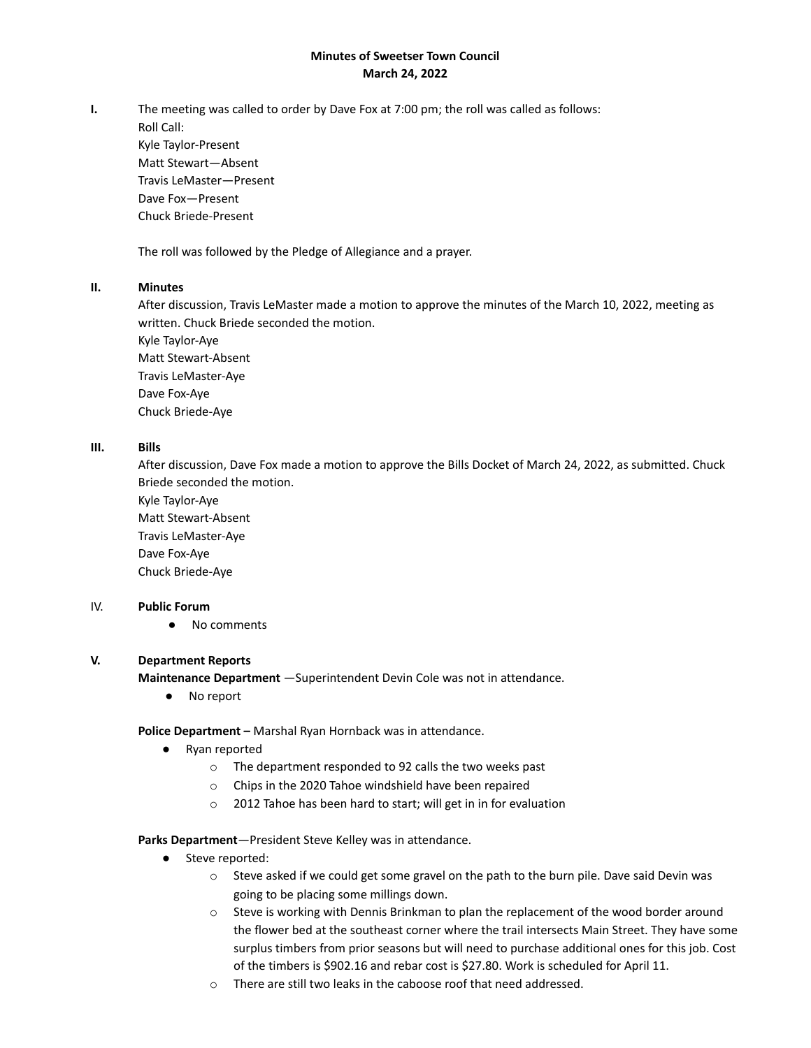# Minutes of Sweetser Town Council
## March 24, 2022

**I.** The meeting was called to order by Dave Fox at 7:00 pm; the roll was called as follows:

Roll Call:
Kyle Taylor-Present
Matt Stewart—Absent
Travis LeMaster—Present
Dave Fox—Present
Chuck Briede-Present

The roll was followed by the Pledge of Allegiance and a prayer.

**II. Minutes**

After discussion, Travis LeMaster made a motion to approve the minutes of the March 10, 2022, meeting as written. Chuck Briede seconded the motion.
Kyle Taylor-Aye
Matt Stewart-Absent
Travis LeMaster-Aye
Dave Fox-Aye
Chuck Briede-Aye

**III. Bills**

After discussion, Dave Fox made a motion to approve the Bills Docket of March 24, 2022, as submitted. Chuck Briede seconded the motion.
Kyle Taylor-Aye
Matt Stewart-Absent
Travis LeMaster-Aye
Dave Fox-Aye
Chuck Briede-Aye

IV. **Public Forum**

- No comments

**V. Department Reports**

**Maintenance Department** —Superintendent Devin Cole was not in attendance.

- No report

**Police Department –** Marshal Ryan Hornback was in attendance.

- Ryan reported
  - The department responded to 92 calls the two weeks past
  - Chips in the 2020 Tahoe windshield have been repaired
  - 2012 Tahoe has been hard to start; will get in in for evaluation

**Parks Department**—President Steve Kelley was in attendance.

- Steve reported:
  - Steve asked if we could get some gravel on the path to the burn pile. Dave said Devin was going to be placing some millings down.
  - Steve is working with Dennis Brinkman to plan the replacement of the wood border around the flower bed at the southeast corner where the trail intersects Main Street. They have some surplus timbers from prior seasons but will need to purchase additional ones for this job. Cost of the timbers is $902.16 and rebar cost is $27.80. Work is scheduled for April 11.
  - There are still two leaks in the caboose roof that need addressed.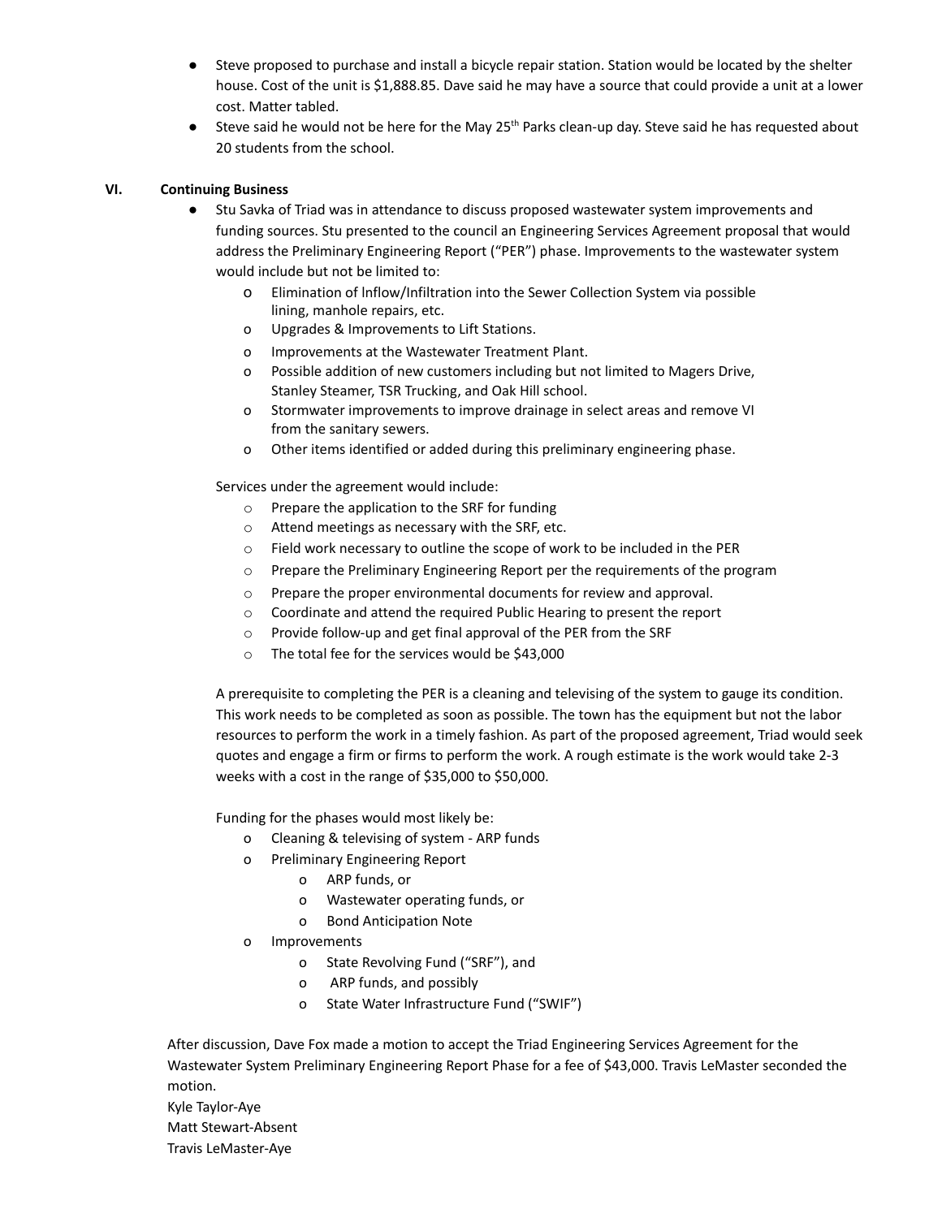- Steve proposed to purchase and install a bicycle repair station. Station would be located by the shelter house. Cost of the unit is $1,888.85. Dave said he may have a source that could provide a unit at a lower cost. Matter tabled.
- Steve said he would not be here for the May 25th Parks clean-up day. Steve said he has requested about 20 students from the school.

## VI. Continuing Business

- Stu Savka of Triad was in attendance to discuss proposed wastewater system improvements and funding sources. Stu presented to the council an Engineering Services Agreement proposal that would address the Preliminary Engineering Report ("PER") phase. Improvements to the wastewater system would include but not be limited to:
  - Elimination of Inflow/Infiltration into the Sewer Collection System via possible lining, manhole repairs, etc.
  - Upgrades & Improvements to Lift Stations.
  - Improvements at the Wastewater Treatment Plant.
  - Possible addition of new customers including but not limited to Magers Drive, Stanley Steamer, TSR Trucking, and Oak Hill school.
  - Stormwater improvements to improve drainage in select areas and remove VI from the sanitary sewers.
  - Other items identified or added during this preliminary engineering phase.

  Services under the agreement would include:
  - Prepare the application to the SRF for funding
  - Attend meetings as necessary with the SRF, etc.
  - Field work necessary to outline the scope of work to be included in the PER
  - Prepare the Preliminary Engineering Report per the requirements of the program
  - Prepare the proper environmental documents for review and approval.
  - Coordinate and attend the required Public Hearing to present the report
  - Provide follow-up and get final approval of the PER from the SRF
  - The total fee for the services would be $43,000

  A prerequisite to completing the PER is a cleaning and televising of the system to gauge its condition. This work needs to be completed as soon as possible. The town has the equipment but not the labor resources to perform the work in a timely fashion. As part of the proposed agreement, Triad would seek quotes and engage a firm or firms to perform the work. A rough estimate is the work would take 2-3 weeks with a cost in the range of $35,000 to $50,000.

  Funding for the phases would most likely be:
  - Cleaning & televising of system - ARP funds
  - Preliminary Engineering Report
    - ARP funds, or
    - Wastewater operating funds, or
    - Bond Anticipation Note
  - Improvements
    - State Revolving Fund ("SRF"), and
    - ARP funds, and possibly
    - State Water Infrastructure Fund ("SWIF")

After discussion, Dave Fox made a motion to accept the Triad Engineering Services Agreement for the Wastewater System Preliminary Engineering Report Phase for a fee of $43,000. Travis LeMaster seconded the motion.

Kyle Taylor-Aye
Matt Stewart-Absent
Travis LeMaster-Aye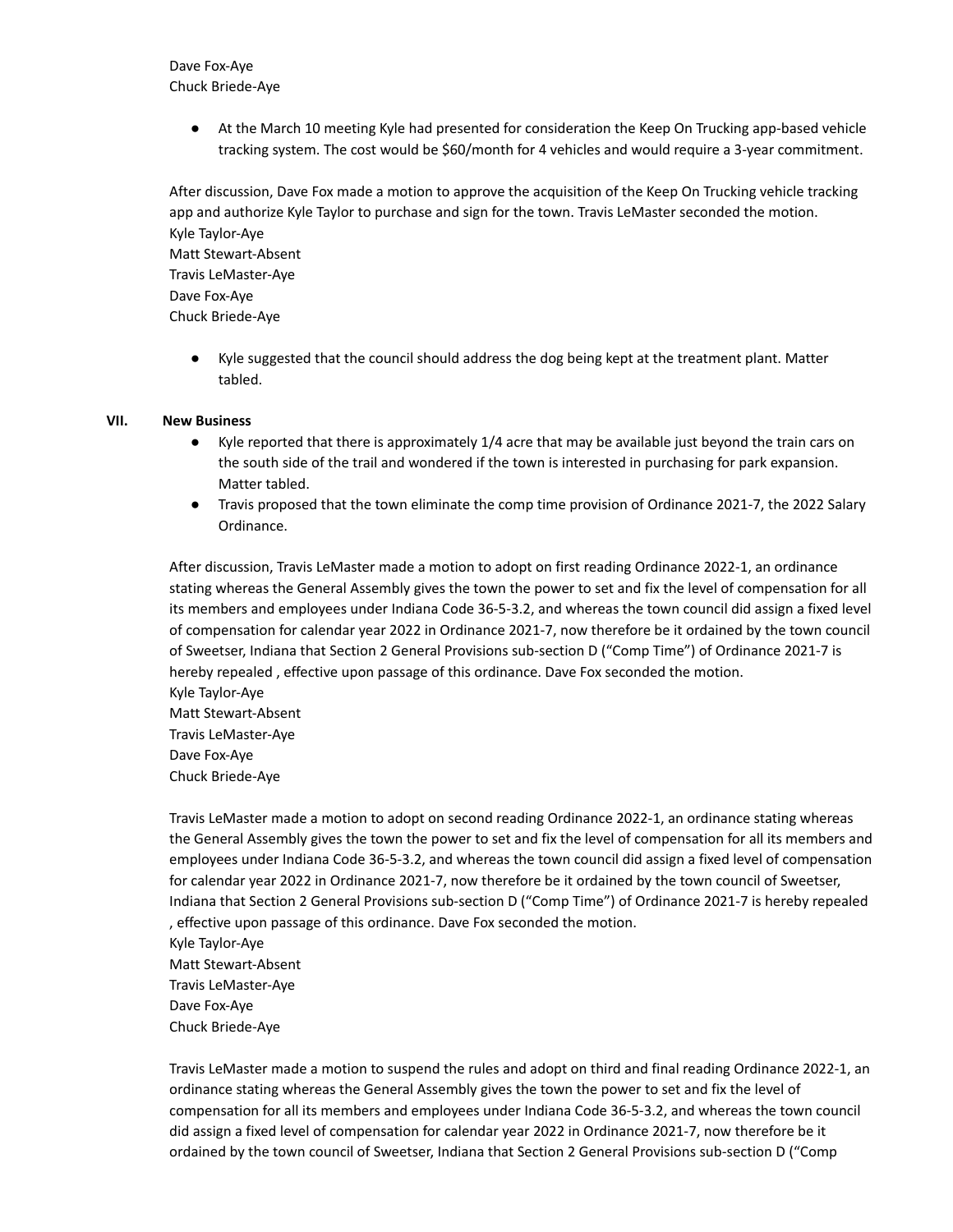Dave Fox-Aye
Chuck Briede-Aye

- At the March 10 meeting Kyle had presented for consideration the Keep On Trucking app-based vehicle tracking system. The cost would be $60/month for 4 vehicles and would require a 3-year commitment.

After discussion, Dave Fox made a motion to approve the acquisition of the Keep On Trucking vehicle tracking app and authorize Kyle Taylor to purchase and sign for the town. Travis LeMaster seconded the motion.
Kyle Taylor-Aye
Matt Stewart-Absent
Travis LeMaster-Aye
Dave Fox-Aye
Chuck Briede-Aye

- Kyle suggested that the council should address the dog being kept at the treatment plant. Matter tabled.

## VII. New Business

- Kyle reported that there is approximately 1/4 acre that may be available just beyond the train cars on the south side of the trail and wondered if the town is interested in purchasing for park expansion. Matter tabled.
- Travis proposed that the town eliminate the comp time provision of Ordinance 2021-7, the 2022 Salary Ordinance.

After discussion, Travis LeMaster made a motion to adopt on first reading Ordinance 2022-1, an ordinance stating whereas the General Assembly gives the town the power to set and fix the level of compensation for all its members and employees under Indiana Code 36-5-3.2, and whereas the town council did assign a fixed level of compensation for calendar year 2022 in Ordinance 2021-7, now therefore be it ordained by the town council of Sweetser, Indiana that Section 2 General Provisions sub-section D ("Comp Time") of Ordinance 2021-7 is hereby repealed , effective upon passage of this ordinance. Dave Fox seconded the motion.
Kyle Taylor-Aye
Matt Stewart-Absent
Travis LeMaster-Aye
Dave Fox-Aye
Chuck Briede-Aye

Travis LeMaster made a motion to adopt on second reading Ordinance 2022-1, an ordinance stating whereas the General Assembly gives the town the power to set and fix the level of compensation for all its members and employees under Indiana Code 36-5-3.2, and whereas the town council did assign a fixed level of compensation for calendar year 2022 in Ordinance 2021-7, now therefore be it ordained by the town council of Sweetser, Indiana that Section 2 General Provisions sub-section D ("Comp Time") of Ordinance 2021-7 is hereby repealed , effective upon passage of this ordinance. Dave Fox seconded the motion.
Kyle Taylor-Aye
Matt Stewart-Absent
Travis LeMaster-Aye
Dave Fox-Aye
Chuck Briede-Aye

Travis LeMaster made a motion to suspend the rules and adopt on third and final reading Ordinance 2022-1, an ordinance stating whereas the General Assembly gives the town the power to set and fix the level of compensation for all its members and employees under Indiana Code 36-5-3.2, and whereas the town council did assign a fixed level of compensation for calendar year 2022 in Ordinance 2021-7, now therefore be it ordained by the town council of Sweetser, Indiana that Section 2 General Provisions sub-section D ("Comp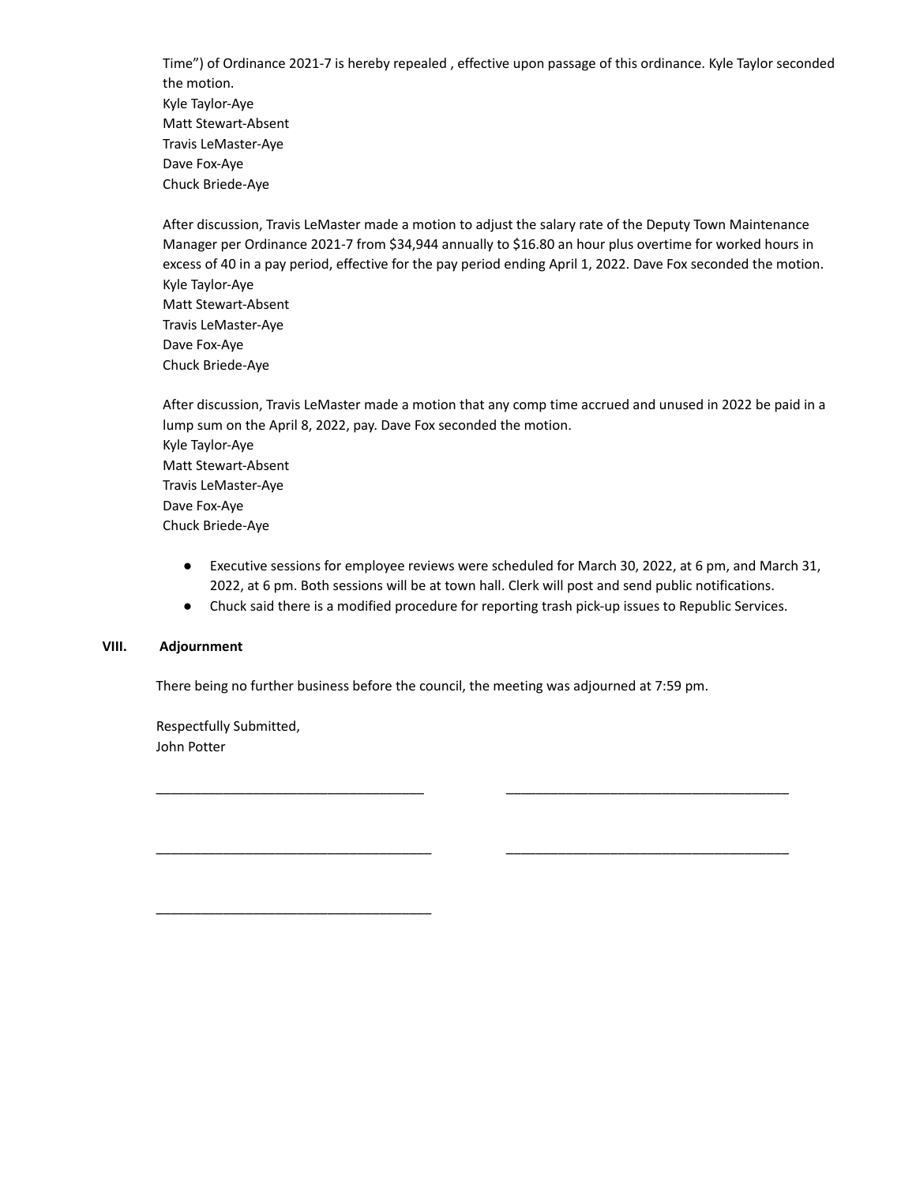Time") of Ordinance 2021-7 is hereby repealed , effective upon passage of this ordinance. Kyle Taylor seconded the motion.
Kyle Taylor-Aye
Matt Stewart-Absent
Travis LeMaster-Aye
Dave Fox-Aye
Chuck Briede-Aye

After discussion, Travis LeMaster made a motion to adjust the salary rate of the Deputy Town Maintenance Manager per Ordinance 2021-7 from $34,944 annually to $16.80 an hour plus overtime for worked hours in excess of 40 in a pay period, effective for the pay period ending April 1, 2022. Dave Fox seconded the motion.
Kyle Taylor-Aye
Matt Stewart-Absent
Travis LeMaster-Aye
Dave Fox-Aye
Chuck Briede-Aye

After discussion, Travis LeMaster made a motion that any comp time accrued and unused in 2022 be paid in a lump sum on the April 8, 2022, pay. Dave Fox seconded the motion.
Kyle Taylor-Aye
Matt Stewart-Absent
Travis LeMaster-Aye
Dave Fox-Aye
Chuck Briede-Aye

- Executive sessions for employee reviews were scheduled for March 30, 2022, at 6 pm, and March 31, 2022, at 6 pm. Both sessions will be at town hall. Clerk will post and send public notifications.
- Chuck said there is a modified procedure for reporting trash pick-up issues to Republic Services.

## VIII. Adjournment

There being no further business before the council, the meeting was adjourned at 7:59 pm.

Respectfully Submitted,
John Potter

____________________________________ ____________________________________

____________________________________ ____________________________________

____________________________________